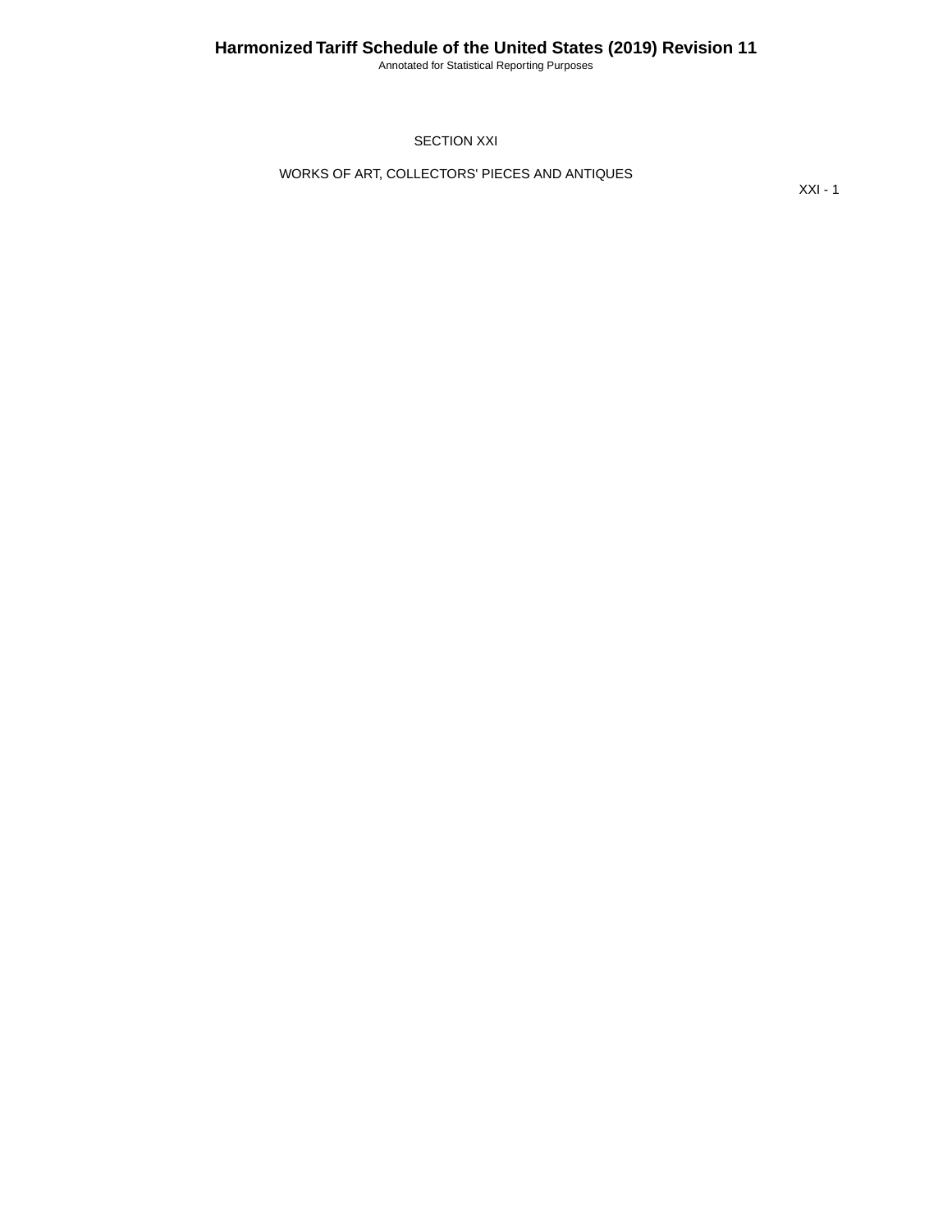# SECTION XXI

## WORKS OF ART, COLLECTORS' PIECES AND ANTIQUES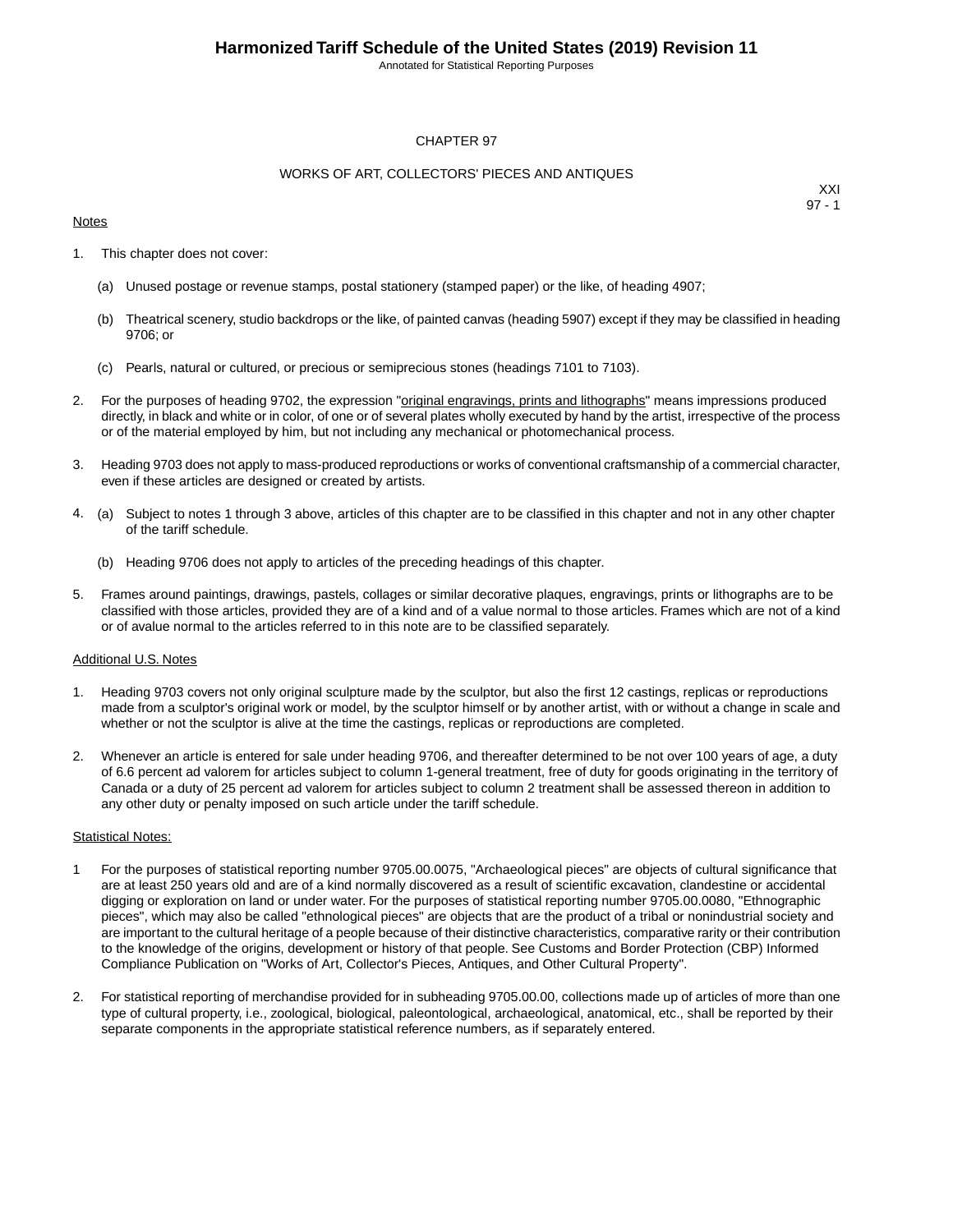# CHAPTER 97

## WORKS OF ART, COLLECTORS' PIECES AND ANTIQUES

XXI
97 - 1

Notes

1. This chapter does not cover:

    (a) Unused postage or revenue stamps, postal stationery (stamped paper) or the like, of heading 4907;

    (b) Theatrical scenery, studio backdrops or the like, of painted canvas (heading 5907) except if they may be classified in heading 9706; or

    (c) Pearls, natural or cultured, or precious or semiprecious stones (headings 7101 to 7103).

2. For the purposes of heading 9702, the expression "original engravings, prints and lithographs" means impressions produced directly, in black and white or in color, of one or of several plates wholly executed by hand by the artist, irrespective of the process or of the material employed by him, but not including any mechanical or photomechanical process.

3. Heading 9703 does not apply to mass-produced reproductions or works of conventional craftsmanship of a commercial character, even if these articles are designed or created by artists.

4. (a) Subject to notes 1 through 3 above, articles of this chapter are to be classified in this chapter and not in any other chapter of the tariff schedule.

    (b) Heading 9706 does not apply to articles of the preceding headings of this chapter.

5. Frames around paintings, drawings, pastels, collages or similar decorative plaques, engravings, prints or lithographs are to be classified with those articles, provided they are of a kind and of a value normal to those articles. Frames which are not of a kind or of avalue normal to the articles referred to in this note are to be classified separately.

Additional U.S. Notes

1. Heading 9703 covers not only original sculpture made by the sculptor, but also the first 12 castings, replicas or reproductions made from a sculptor's original work or model, by the sculptor himself or by another artist, with or without a change in scale and whether or not the sculptor is alive at the time the castings, replicas or reproductions are completed.

2. Whenever an article is entered for sale under heading 9706, and thereafter determined to be not over 100 years of age, a duty of 6.6 percent ad valorem for articles subject to column 1-general treatment, free of duty for goods originating in the territory of Canada or a duty of 25 percent ad valorem for articles subject to column 2 treatment shall be assessed thereon in addition to any other duty or penalty imposed on such article under the tariff schedule.

Statistical Notes:

1 For the purposes of statistical reporting number 9705.00.0075, "Archaeological pieces" are objects of cultural significance that are at least 250 years old and are of a kind normally discovered as a result of scientific excavation, clandestine or accidental digging or exploration on land or under water. For the purposes of statistical reporting number 9705.00.0080, "Ethnographic pieces", which may also be called "ethnological pieces" are objects that are the product of a tribal or nonindustrial society and are important to the cultural heritage of a people because of their distinctive characteristics, comparative rarity or their contribution to the knowledge of the origins, development or history of that people. See Customs and Border Protection (CBP) Informed Compliance Publication on "Works of Art, Collector's Pieces, Antiques, and Other Cultural Property".

2. For statistical reporting of merchandise provided for in subheading 9705.00.00, collections made up of articles of more than one type of cultural property, i.e., zoological, biological, paleontological, archaeological, anatomical, etc., shall be reported by their separate components in the appropriate statistical reference numbers, as if separately entered.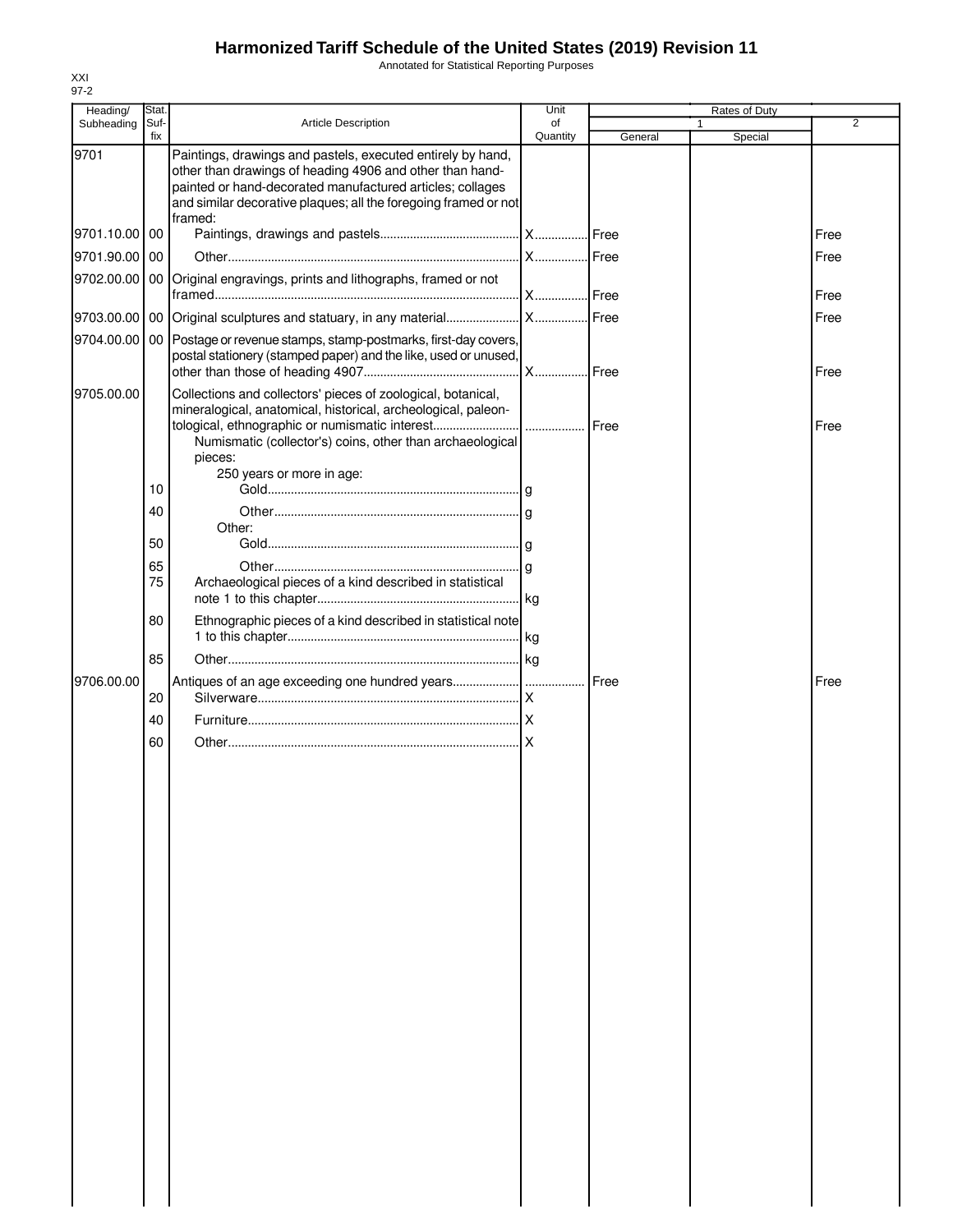# Harmonized Tariff Schedule of the United States (2019) Revision 11

Annotated for Statistical Reporting Purposes

XXI
97-2

| Heading/ Subheading | Stat. Suf- fix | Article Description | Unit of Quantity | Rates of Duty 1 General | Special | 2 |
|---|---|---|---|---|---|---|
| 9701 | | Paintings, drawings and pastels, executed entirely by hand, other than drawings of heading 4906 and other than hand-painted or hand-decorated manufactured articles; collages and similar decorative plaques; all the foregoing framed or not framed: | | | | |
| 9701.10.00 | 00 | Paintings, drawings and pastels | X | Free | | Free |
| 9701.90.00 | 00 | Other | X | Free | | Free |
| 9702.00.00 | 00 | Original engravings, prints and lithographs, framed or not framed | X | Free | | Free |
| 9703.00.00 | 00 | Original sculptures and statuary, in any material | X | Free | | Free |
| 9704.00.00 | 00 | Postage or revenue stamps, stamp-postmarks, first-day covers, postal stationery (stamped paper) and the like, used or unused, other than those of heading 4907 | X | Free | | Free |
| 9705.00.00 | | Collections and collectors' pieces of zoological, botanical, mineralogical, anatomical, historical, archeological, paleontological, ethnographic or numismatic interest | | Free | | Free |
| | | Numismatic (collector's) coins, other than archaeological pieces: | | | | |
| | | 250 years or more in age: | | | | |
| | 10 | Gold | g | | | |
| | 40 | Other | g | | | |
| | | Other: | | | | |
| | 50 | Gold | g | | | |
| | 65 | Other | g | | | |
| | 75 | Archaeological pieces of a kind described in statistical note 1 to this chapter | kg | | | |
| | 80 | Ethnographic pieces of a kind described in statistical note 1 to this chapter | kg | | | |
| | 85 | Other | kg | | | |
| 9706.00.00 | | Antiques of an age exceeding one hundred years | | Free | | Free |
| | 20 | Silverware | X | | | |
| | 40 | Furniture | X | | | |
| | 60 | Other | X | | | |